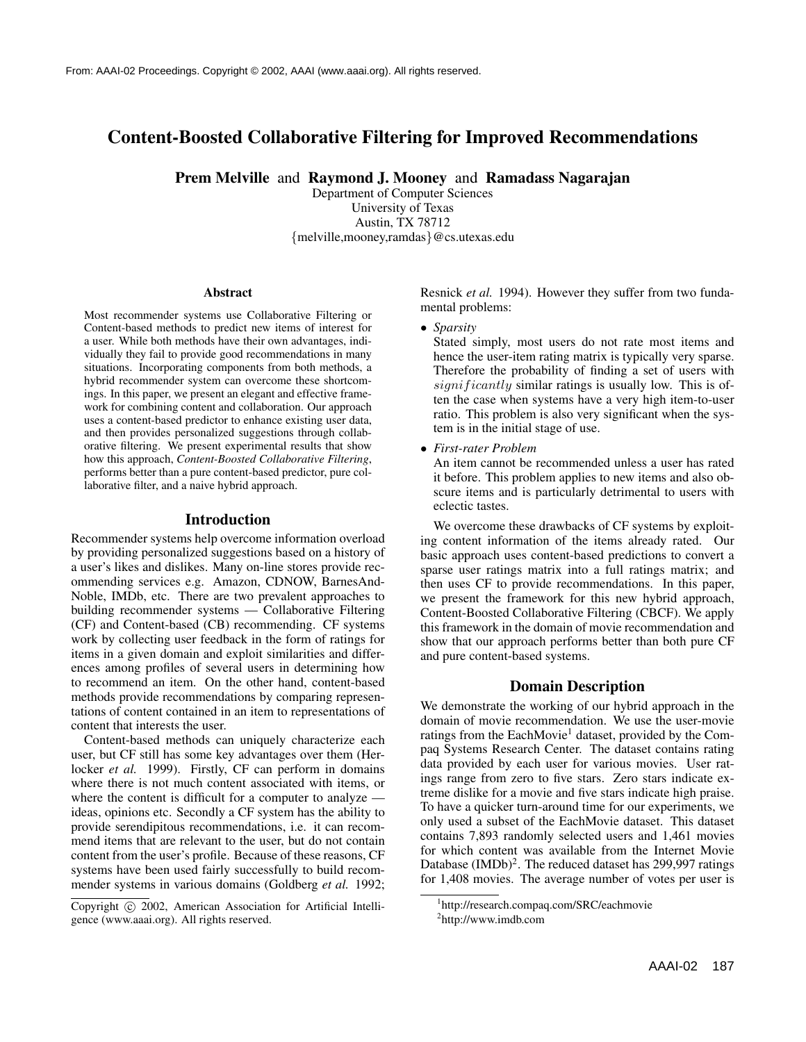From: AAAI-02 Proceedings. Copyright © 2002, AAAI (www.aaai.org). All rights reserved.

# Content-Boosted Collaborative Filtering for Improved Recommendations

**Prem Melville** and **Raymond J. Mooney** and **Ramadass Nagarajan**
Department of Computer Sciences
University of Texas
Austin, TX 78712
{melville,mooney,ramdas}@cs.utexas.edu

### Abstract

Most recommender systems use Collaborative Filtering or Content-based methods to predict new items of interest for a user. While both methods have their own advantages, individually they fail to provide good recommendations in many situations. Incorporating components from both methods, a hybrid recommender system can overcome these shortcomings. In this paper, we present an elegant and effective framework for combining content and collaboration. Our approach uses a content-based predictor to enhance existing user data, and then provides personalized suggestions through collaborative filtering. We present experimental results that show how this approach, *Content-Boosted Collaborative Filtering*, performs better than a pure content-based predictor, pure collaborative filter, and a naive hybrid approach.

## Introduction

Recommender systems help overcome information overload by providing personalized suggestions based on a history of a user's likes and dislikes. Many on-line stores provide recommending services e.g. Amazon, CDNOW, BarnesAndNoble, IMDb, etc. There are two prevalent approaches to building recommender systems — Collaborative Filtering (CF) and Content-based (CB) recommending. CF systems work by collecting user feedback in the form of ratings for items in a given domain and exploit similarities and differences among profiles of several users in determining how to recommend an item. On the other hand, content-based methods provide recommendations by comparing representations of content contained in an item to representations of content that interests the user.

Content-based methods can uniquely characterize each user, but CF still has some key advantages over them (Herlocker *et al.* 1999). Firstly, CF can perform in domains where there is not much content associated with items, or where the content is difficult for a computer to analyze — ideas, opinions etc. Secondly a CF system has the ability to provide serendipitous recommendations, i.e. it can recommend items that are relevant to the user, but do not contain content from the user's profile. Because of these reasons, CF systems have been used fairly successfully to build recommender systems in various domains (Goldberg *et al.* 1992; Resnick *et al.* 1994). However they suffer from two fundamental problems:

- *Sparsity*
  Stated simply, most users do not rate most items and hence the user-item rating matrix is typically very sparse. Therefore the probability of finding a set of users with $significantly$ similar ratings is usually low. This is often the case when systems have a very high item-to-user ratio. This problem is also very significant when the system is in the initial stage of use.
- *First-rater Problem*
  An item cannot be recommended unless a user has rated it before. This problem applies to new items and also obscure items and is particularly detrimental to users with eclectic tastes.

We overcome these drawbacks of CF systems by exploiting content information of the items already rated. Our basic approach uses content-based predictions to convert a sparse user ratings matrix into a full ratings matrix; and then uses CF to provide recommendations. In this paper, we present the framework for this new hybrid approach, Content-Boosted Collaborative Filtering (CBCF). We apply this framework in the domain of movie recommendation and show that our approach performs better than both pure CF and pure content-based systems.

## Domain Description

We demonstrate the working of our hybrid approach in the domain of movie recommendation. We use the user-movie ratings from the EachMovie[1] dataset, provided by the Compaq Systems Research Center. The dataset contains rating data provided by each user for various movies. User ratings range from zero to five stars. Zero stars indicate extreme dislike for a movie and five stars indicate high praise. To have a quicker turn-around time for our experiments, we only used a subset of the EachMovie dataset. This dataset contains 7,893 randomly selected users and 1,461 movies for which content was available from the Internet Movie Database (IMDb)[2]. The reduced dataset has 299,997 ratings for 1,408 movies. The average number of votes per user is

Copyright © 2002, American Association for Artificial Intelligence (www.aaai.org). All rights reserved.

[1] http://research.compaq.com/SRC/eachmovie

[2] http://www.imdb.com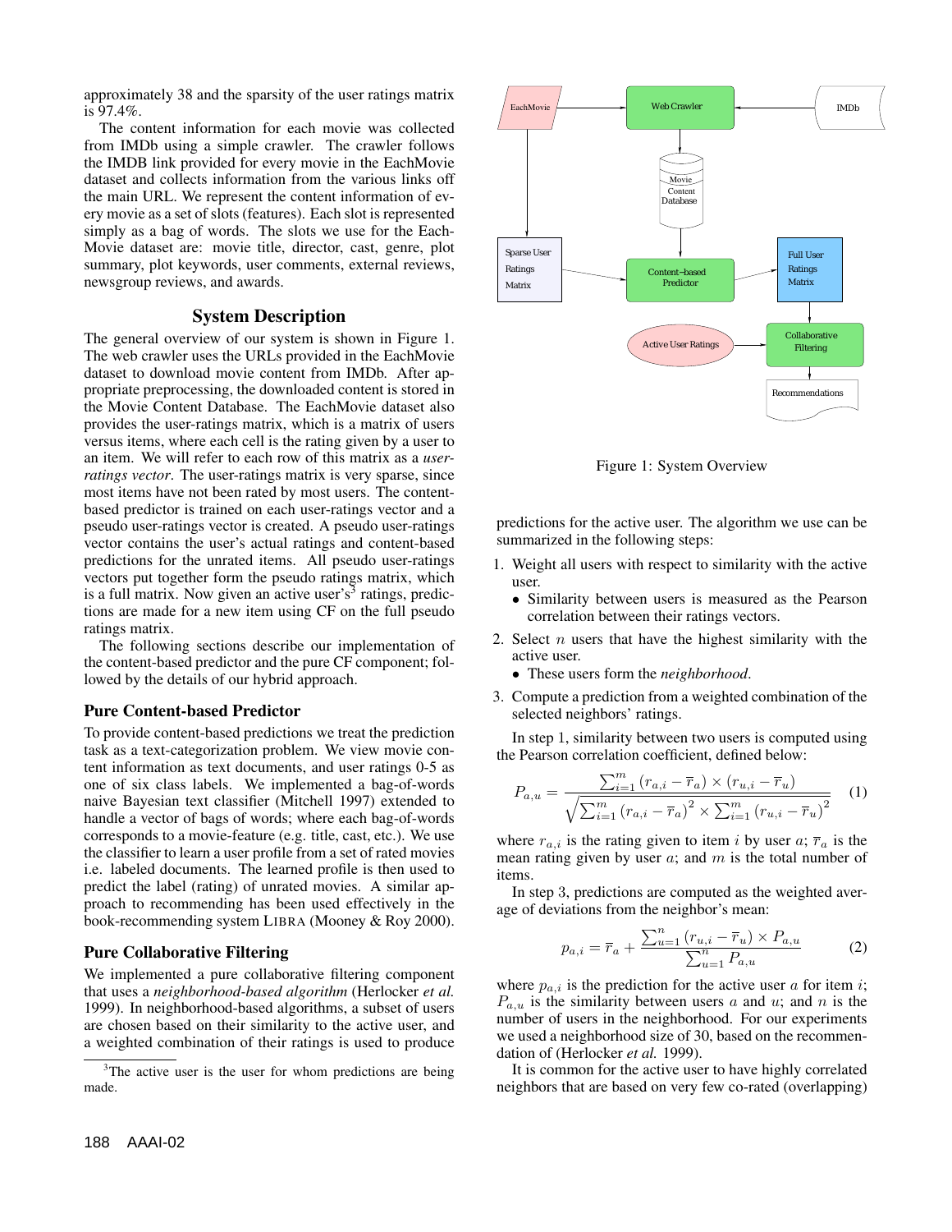approximately 38 and the sparsity of the user ratings matrix is 97.4%.

The content information for each movie was collected from IMDb using a simple crawler. The crawler follows the IMDB link provided for every movie in the EachMovie dataset and collects information from the various links off the main URL. We represent the content information of every movie as a set of slots (features). Each slot is represented simply as a bag of words. The slots we use for the EachMovie dataset are: movie title, director, cast, genre, plot summary, plot keywords, user comments, external reviews, newsgroup reviews, and awards.

## System Description

The general overview of our system is shown in Figure 1. The web crawler uses the URLs provided in the EachMovie dataset to download movie content from IMDb. After appropriate preprocessing, the downloaded content is stored in the Movie Content Database. The EachMovie dataset also provides the user-ratings matrix, which is a matrix of users versus items, where each cell is the rating given by a user to an item. We will refer to each row of this matrix as a *user-ratings vector*. The user-ratings matrix is very sparse, since most items have not been rated by most users. The content-based predictor is trained on each user-ratings vector and a pseudo user-ratings vector is created. A pseudo user-ratings vector contains the user's actual ratings and content-based predictions for the unrated items. All pseudo user-ratings vectors put together form the pseudo ratings matrix, which is a full matrix. Now given an active user's[3] ratings, predictions are made for a new item using CF on the full pseudo ratings matrix.

The following sections describe our implementation of the content-based predictor and the pure CF component; followed by the details of our hybrid approach.

### Pure Content-based Predictor

To provide content-based predictions we treat the prediction task as a text-categorization problem. We view movie content information as text documents, and user ratings 0-5 as one of six class labels. We implemented a bag-of-words naive Bayesian text classifier (Mitchell 1997) extended to handle a vector of bags of words; where each bag-of-words corresponds to a movie-feature (e.g. title, cast, etc.). We use the classifier to learn a user profile from a set of rated movies i.e. labeled documents. The learned profile is then used to predict the label (rating) of unrated movies. A similar approach to recommending has been used effectively in the book-recommending system LIBRA (Mooney & Roy 2000).

### Pure Collaborative Filtering

We implemented a pure collaborative filtering component that uses a *neighborhood-based algorithm* (Herlocker *et al.* 1999). In neighborhood-based algorithms, a subset of users are chosen based on their similarity to the active user, and a weighted combination of their ratings is used to produce predictions for the active user. The algorithm we use can be summarized in the following steps:

[3]The active user is the user for whom predictions are being made.

Figure 1: System Overview

1. Weight all users with respect to similarity with the active user.
   - Similarity between users is measured as the Pearson correlation between their ratings vectors.
2. Select $n$ users that have the highest similarity with the active user.
   - These users form the *neighborhood*.
3. Compute a prediction from a weighted combination of the selected neighbors' ratings.

In step 1, similarity between two users is computed using the Pearson correlation coefficient, defined below:

$$P_{a,u} = \frac{\sum_{i=1}^{m} (r_{a,i} - \overline{r}_a) \times (r_{u,i} - \overline{r}_u)}{\sqrt{\sum_{i=1}^{m} (r_{a,i} - \overline{r}_a)^2 \times \sum_{i=1}^{m} (r_{u,i} - \overline{r}_u)^2}} \quad (1)$$

where $r_{a,i}$ is the rating given to item $i$ by user $a$; $\overline{r}_a$ is the mean rating given by user $a$; and $m$ is the total number of items.

In step 3, predictions are computed as the weighted average of deviations from the neighbor's mean:

$$p_{a,i} = \overline{r}_a + \frac{\sum_{u=1}^{n} (r_{u,i} - \overline{r}_u) \times P_{a,u}}{\sum_{u=1}^{n} P_{a,u}} \quad (2)$$

where $p_{a,i}$ is the prediction for the active user $a$ for item $i$; $P_{a,u}$ is the similarity between users $a$ and $u$; and $n$ is the number of users in the neighborhood. For our experiments we used a neighborhood size of 30, based on the recommendation of (Herlocker *et al.* 1999).

It is common for the active user to have highly correlated neighbors that are based on very few co-rated (overlapping)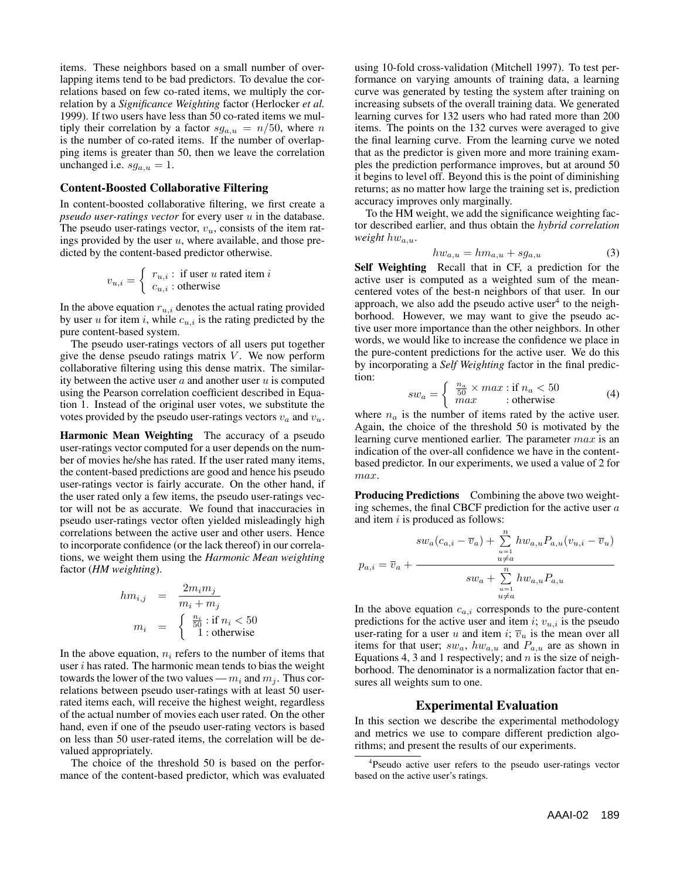items. These neighbors based on a small number of overlapping items tend to be bad predictors. To devalue the correlations based on few co-rated items, we multiply the correlation by a ***Significance Weighting*** factor (Herlocker *et al.* 1999). If two users have less than 50 co-rated items we multiply their correlation by a factor $sg_{a,u} = n/50$, where $n$ is the number of co-rated items. If the number of overlapping items is greater than 50, then we leave the correlation unchanged i.e. $sg_{a,u} = 1$.

### Content-Boosted Collaborative Filtering

In content-boosted collaborative filtering, we first create a *pseudo user-ratings vector* for every user $u$ in the database. The pseudo user-ratings vector, $v_u$, consists of the item ratings provided by the user $u$, where available, and those predicted by the content-based predictor otherwise.

$$v_{u,i} = \begin{cases} r_{u,i} : \text{ if user } u \text{ rated item } i \\ c_{u,i} : \text{otherwise} \end{cases}$$

In the above equation $r_{u,i}$ denotes the actual rating provided by user $u$ for item $i$, while $c_{u,i}$ is the rating predicted by the pure content-based system.

The pseudo user-ratings vectors of all users put together give the dense pseudo ratings matrix $V$. We now perform collaborative filtering using this dense matrix. The similarity between the active user $a$ and another user $u$ is computed using the Pearson correlation coefficient described in Equation 1. Instead of the original user votes, we substitute the votes provided by the pseudo user-ratings vectors $v_a$ and $v_u$.

**Harmonic Mean Weighting** The accuracy of a pseudo user-ratings vector computed for a user depends on the number of movies he/she has rated. If the user rated many items, the content-based predictions are good and hence his pseudo user-ratings vector is fairly accurate. On the other hand, if the user rated only a few items, the pseudo user-ratings vector will not be as accurate. We found that inaccuracies in pseudo user-ratings vector often yielded misleadingly high correlations between the active user and other users. Hence to incorporate confidence (or the lack thereof) in our correlations, we weight them using the ***Harmonic Mean weighting*** factor (***HM weighting***).

$$hm_{i,j} = \frac{2m_i m_j}{m_i + m_j}$$

$$m_i = \begin{cases} \frac{n_i}{50} : \text{if } n_i < 50 \\ 1 : \text{otherwise} \end{cases}$$

In the above equation, $n_i$ refers to the number of items that user $i$ has rated. The harmonic mean tends to bias the weight towards the lower of the two values — $m_i$ and $m_j$. Thus correlations between pseudo user-ratings with at least 50 user-rated items each, will receive the highest weight, regardless of the actual number of movies each user rated. On the other hand, even if one of the pseudo user-rating vectors is based on less than 50 user-rated items, the correlation will be devalued appropriately.

The choice of the threshold 50 is based on the performance of the content-based predictor, which was evaluated using 10-fold cross-validation (Mitchell 1997). To test performance on varying amounts of training data, a learning curve was generated by testing the system after training on increasing subsets of the overall training data. We generated learning curves for 132 users who had rated more than 200 items. The points on the 132 curves were averaged to give the final learning curve. From the learning curve we noted that as the predictor is given more and more training examples the prediction performance improves, but at around 50 it begins to level off. Beyond this is the point of diminishing returns; as no matter how large the training set is, prediction accuracy improves only marginally.

To the HM weight, we add the significance weighting factor described earlier, and thus obtain the *hybrid correlation weight* $hw_{a,u}$.

$$hw_{a,u} = hm_{a,u} + sg_{a,u} \tag{3}$$

**Self Weighting** Recall that in CF, a prediction for the active user is computed as a weighted sum of the mean-centered votes of the best-n neighbors of that user. In our approach, we also add the pseudo active user[4] to the neighborhood. However, we may want to give the pseudo active user more importance than the other neighbors. In other words, we would like to increase the confidence we place in the pure-content predictions for the active user. We do this by incorporating a ***Self Weighting*** factor in the final prediction:

$$sw_a = \begin{cases} \frac{n_a}{50} \times max : \text{if } n_a < 50 \\ max \quad : \text{otherwise} \end{cases} \tag{4}$$

where $n_a$ is the number of items rated by the active user. Again, the choice of the threshold 50 is motivated by the learning curve mentioned earlier. The parameter $max$ is an indication of the over-all confidence we have in the content-based predictor. In our experiments, we used a value of 2 for $max$.

**Producing Predictions** Combining the above two weighting schemes, the final CBCF prediction for the active user $a$ and item $i$ is produced as follows:

$$p_{a,i} = \overline{v}_a + \frac{sw_a(c_{a,i} - \overline{v}_a) + \sum\limits_{\substack{u=1 \\ u \neq a}}^{n} hw_{a,u} P_{a,u} (v_{u,i} - \overline{v}_u)}{sw_a + \sum\limits_{\substack{u=1 \\ u \neq a}}^{n} hw_{a,u} P_{a,u}}$$

In the above equation $c_{a,i}$ corresponds to the pure-content predictions for the active user and item $i$; $v_{u,i}$ is the pseudo user-rating for a user $u$ and item $i$; $\overline{v}_u$ is the mean over all items for that user; $sw_a$, $hw_{a,u}$ and $P_{a,u}$ are as shown in Equations 4, 3 and 1 respectively; and $n$ is the size of neighborhood. The denominator is a normalization factor that ensures all weights sum to one.

## Experimental Evaluation

In this section we describe the experimental methodology and metrics we use to compare different prediction algorithms; and present the results of our experiments.

[4]Pseudo active user refers to the pseudo user-ratings vector based on the active user's ratings.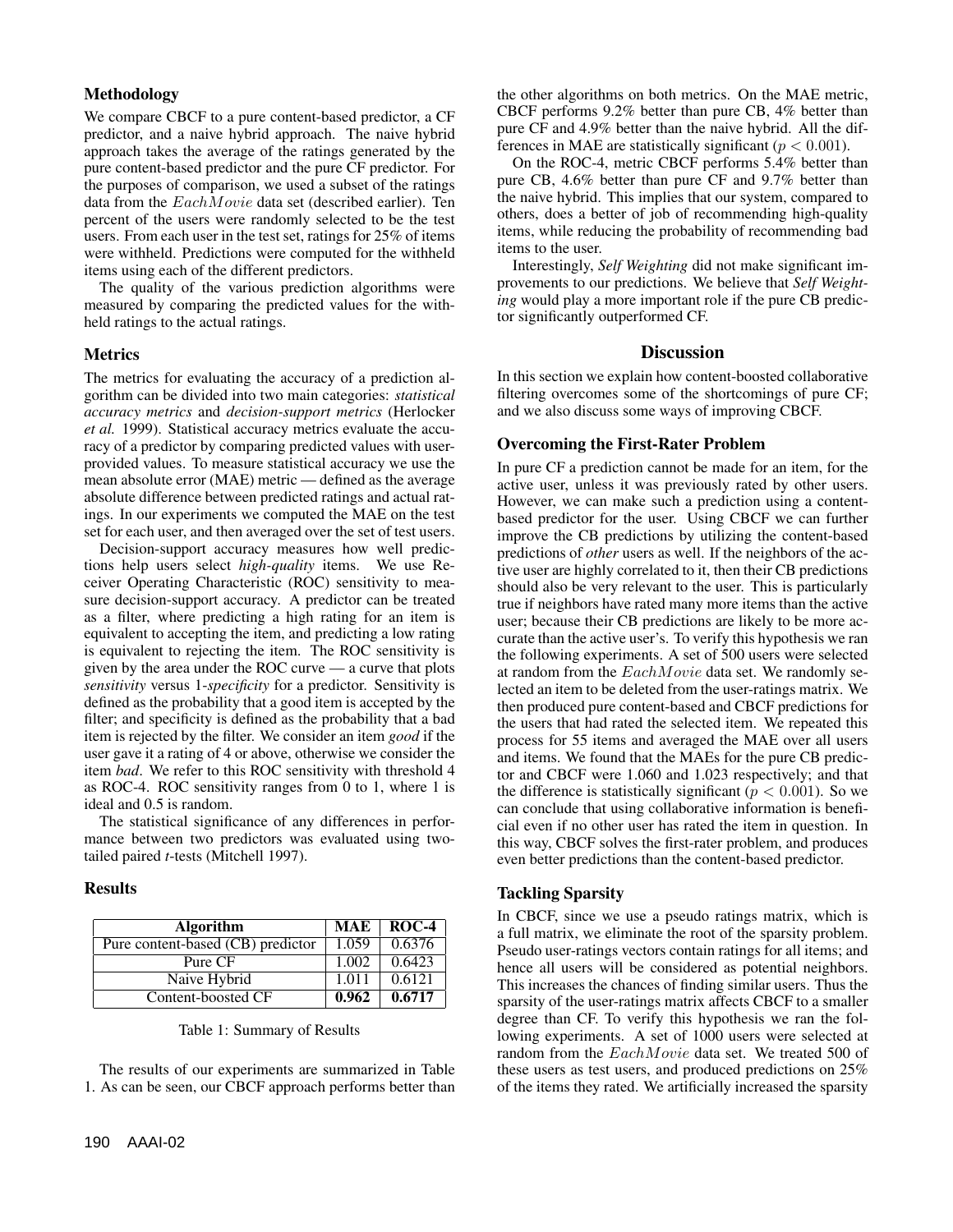### Methodology

We compare CBCF to a pure content-based predictor, a CF predictor, and a naive hybrid approach. The naive hybrid approach takes the average of the ratings generated by the pure content-based predictor and the pure CF predictor. For the purposes of comparison, we used a subset of the ratings data from the $EachMovie$ data set (described earlier). Ten percent of the users were randomly selected to be the test users. From each user in the test set, ratings for 25% of items were withheld. Predictions were computed for the withheld items using each of the different predictors.

The quality of the various prediction algorithms were measured by comparing the predicted values for the withheld ratings to the actual ratings.

### Metrics

The metrics for evaluating the accuracy of a prediction algorithm can be divided into two main categories: *statistical accuracy metrics* and *decision-support metrics* (Herlocker *et al.* 1999). Statistical accuracy metrics evaluate the accuracy of a predictor by comparing predicted values with user-provided values. To measure statistical accuracy we use the mean absolute error (MAE) metric — defined as the average absolute difference between predicted ratings and actual ratings. In our experiments we computed the MAE on the test set for each user, and then averaged over the set of test users.

Decision-support accuracy measures how well predictions help users select *high-quality* items. We use Receiver Operating Characteristic (ROC) sensitivity to measure decision-support accuracy. A predictor can be treated as a filter, where predicting a high rating for an item is equivalent to accepting the item, and predicting a low rating is equivalent to rejecting the item. The ROC sensitivity is given by the area under the ROC curve — a curve that plots *sensitivity* versus 1-*specificity* for a predictor. Sensitivity is defined as the probability that a good item is accepted by the filter; and specificity is defined as the probability that a bad item is rejected by the filter. We consider an item *good* if the user gave it a rating of 4 or above, otherwise we consider the item *bad*. We refer to this ROC sensitivity with threshold 4 as ROC-4. ROC sensitivity ranges from 0 to 1, where 1 is ideal and 0.5 is random.

The statistical significance of any differences in performance between two predictors was evaluated using two-tailed paired *t*-tests (Mitchell 1997).

### Results

| Algorithm | MAE | ROC-4 |
|---|---|---|
| Pure content-based (CB) predictor | 1.059 | 0.6376 |
| Pure CF | 1.002 | 0.6423 |
| Naive Hybrid | 1.011 | 0.6121 |
| Content-boosted CF | **0.962** | **0.6717** |

Table 1: Summary of Results

The results of our experiments are summarized in Table 1. As can be seen, our CBCF approach performs better than the other algorithms on both metrics. On the MAE metric, CBCF performs 9.2% better than pure CB, 4% better than pure CF and 4.9% better than the naive hybrid. All the differences in MAE are statistically significant ($p < 0.001$).

On the ROC-4, metric CBCF performs 5.4% better than pure CB, 4.6% better than pure CF and 9.7% better than the naive hybrid. This implies that our system, compared to others, does a better of job of recommending high-quality items, while reducing the probability of recommending bad items to the user.

Interestingly, *Self Weighting* did not make significant improvements to our predictions. We believe that *Self Weighting* would play a more important role if the pure CB predictor significantly outperformed CF.

## Discussion

In this section we explain how content-boosted collaborative filtering overcomes some of the shortcomings of pure CF; and we also discuss some ways of improving CBCF.

### Overcoming the First-Rater Problem

In pure CF a prediction cannot be made for an item, for the active user, unless it was previously rated by other users. However, we can make such a prediction using a content-based predictor for the user. Using CBCF we can further improve the CB predictions by utilizing the content-based predictions of *other* users as well. If the neighbors of the active user are highly correlated to it, then their CB predictions should also be very relevant to the user. This is particularly true if neighbors have rated many more items than the active user; because their CB predictions are likely to be more accurate than the active user's. To verify this hypothesis we ran the following experiments. A set of 500 users were selected at random from the $EachMovie$ data set. We randomly selected an item to be deleted from the user-ratings matrix. We then produced pure content-based and CBCF predictions for the users that had rated the selected item. We repeated this process for 55 items and averaged the MAE over all users and items. We found that the MAEs for the pure CB predictor and CBCF were 1.060 and 1.023 respectively; and that the difference is statistically significant ($p < 0.001$). So we can conclude that using collaborative information is beneficial even if no other user has rated the item in question. In this way, CBCF solves the first-rater problem, and produces even better predictions than the content-based predictor.

### Tackling Sparsity

In CBCF, since we use a pseudo ratings matrix, which is a full matrix, we eliminate the root of the sparsity problem. Pseudo user-ratings vectors contain ratings for all items; and hence all users will be considered as potential neighbors. This increases the chances of finding similar users. Thus the sparsity of the user-ratings matrix affects CBCF to a smaller degree than CF. To verify this hypothesis we ran the following experiments. A set of 1000 users were selected at random from the $EachMovie$ data set. We treated 500 of these users as test users, and produced predictions on 25% of the items they rated. We artificially increased the sparsity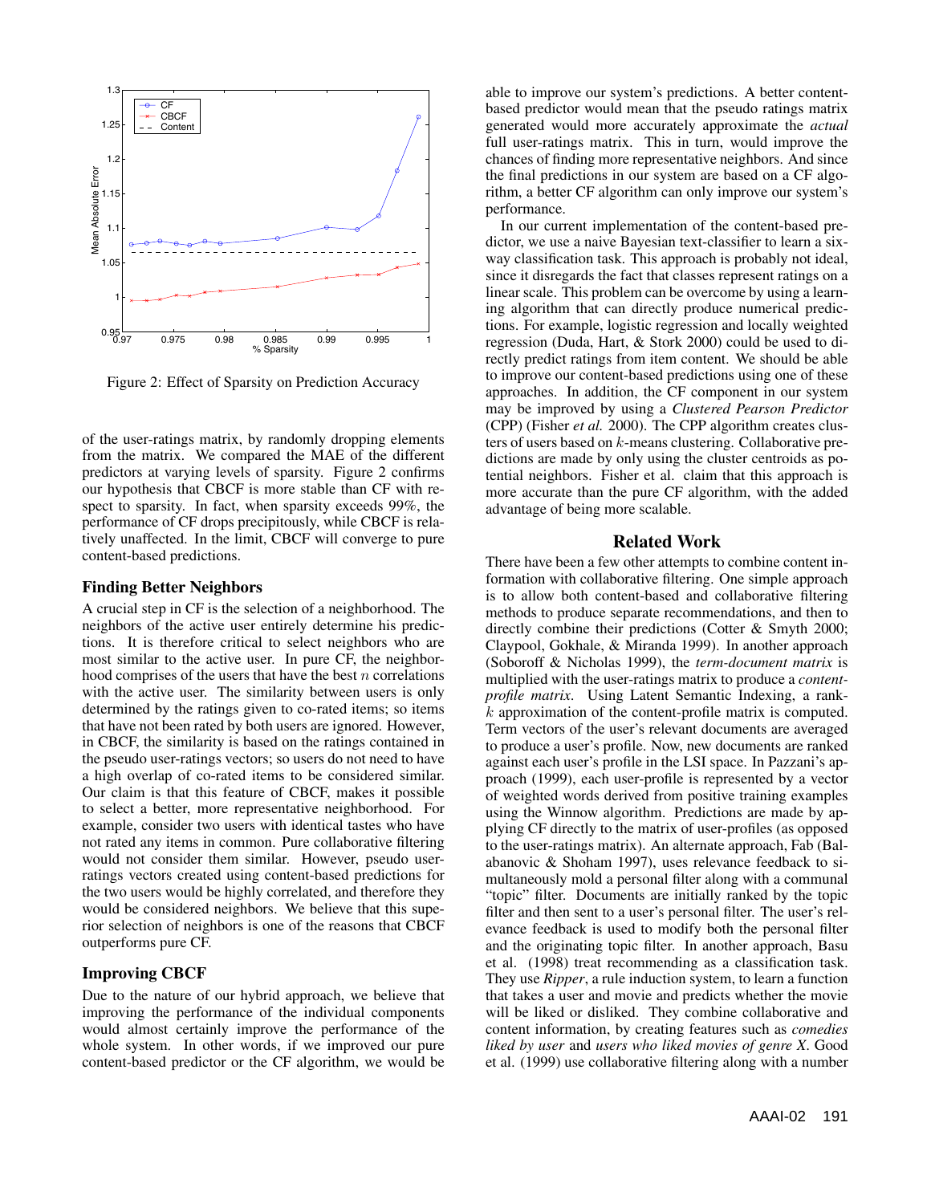Figure 2: Effect of Sparsity on Prediction Accuracy

of the user-ratings matrix, by randomly dropping elements from the matrix. We compared the MAE of the different predictors at varying levels of sparsity. Figure 2 confirms our hypothesis that CBCF is more stable than CF with respect to sparsity. In fact, when sparsity exceeds 99%, the performance of CF drops precipitously, while CBCF is relatively unaffected. In the limit, CBCF will converge to pure content-based predictions.

### Finding Better Neighbors

A crucial step in CF is the selection of a neighborhood. The neighbors of the active user entirely determine his predictions. It is therefore critical to select neighbors who are most similar to the active user. In pure CF, the neighborhood comprises of the users that have the best $n$ correlations with the active user. The similarity between users is only determined by the ratings given to co-rated items; so items that have not been rated by both users are ignored. However, in CBCF, the similarity is based on the ratings contained in the pseudo user-ratings vectors; so users do not need to have a high overlap of co-rated items to be considered similar. Our claim is that this feature of CBCF, makes it possible to select a better, more representative neighborhood. For example, consider two users with identical tastes who have not rated any items in common. Pure collaborative filtering would not consider them similar. However, pseudo user-ratings vectors created using content-based predictions for the two users would be highly correlated, and therefore they would be considered neighbors. We believe that this superior selection of neighbors is one of the reasons that CBCF outperforms pure CF.

### Improving CBCF

Due to the nature of our hybrid approach, we believe that improving the performance of the individual components would almost certainly improve the performance of the whole system. In other words, if we improved our pure content-based predictor or the CF algorithm, we would be able to improve our system's predictions. A better content-based predictor would mean that the pseudo ratings matrix generated would more accurately approximate the *actual* full user-ratings matrix. This in turn, would improve the chances of finding more representative neighbors. And since the final predictions in our system are based on a CF algorithm, a better CF algorithm can only improve our system's performance.

In our current implementation of the content-based predictor, we use a naive Bayesian text-classifier to learn a six-way classification task. This approach is probably not ideal, since it disregards the fact that classes represent ratings on a linear scale. This problem can be overcome by using a learning algorithm that can directly produce numerical predictions. For example, logistic regression and locally weighted regression (Duda, Hart, & Stork 2000) could be used to directly predict ratings from item content. We should be able to improve our content-based predictions using one of these approaches. In addition, the CF component in our system may be improved by using a *Clustered Pearson Predictor* (CPP) (Fisher *et al.* 2000). The CPP algorithm creates clusters of users based on $k$-means clustering. Collaborative predictions are made by only using the cluster centroids as potential neighbors. Fisher et al. claim that this approach is more accurate than the pure CF algorithm, with the added advantage of being more scalable.

## Related Work

There have been a few other attempts to combine content information with collaborative filtering. One simple approach is to allow both content-based and collaborative filtering methods to produce separate recommendations, and then to directly combine their predictions (Cotter & Smyth 2000; Claypool, Gokhale, & Miranda 1999). In another approach (Soboroff & Nicholas 1999), the *term-document matrix* is multiplied with the user-ratings matrix to produce a *content-profile matrix*. Using Latent Semantic Indexing, a rank-$k$ approximation of the content-profile matrix is computed. Term vectors of the user's relevant documents are averaged to produce a user's profile. Now, new documents are ranked against each user's profile in the LSI space. In Pazzani's approach (1999), each user-profile is represented by a vector of weighted words derived from positive training examples using the Winnow algorithm. Predictions are made by applying CF directly to the matrix of user-profiles (as opposed to the user-ratings matrix). An alternate approach, Fab (Balabanovic & Shoham 1997), uses relevance feedback to simultaneously mold a personal filter along with a communal "topic" filter. Documents are initially ranked by the topic filter and then sent to a user's personal filter. The user's relevance feedback is used to modify both the personal filter and the originating topic filter. In another approach, Basu et al. (1998) treat recommending as a classification task. They use *Ripper*, a rule induction system, to learn a function that takes a user and movie and predicts whether the movie will be liked or disliked. They combine collaborative and content information, by creating features such as *comedies liked by user* and *users who liked movies of genre X*. Good et al. (1999) use collaborative filtering along with a number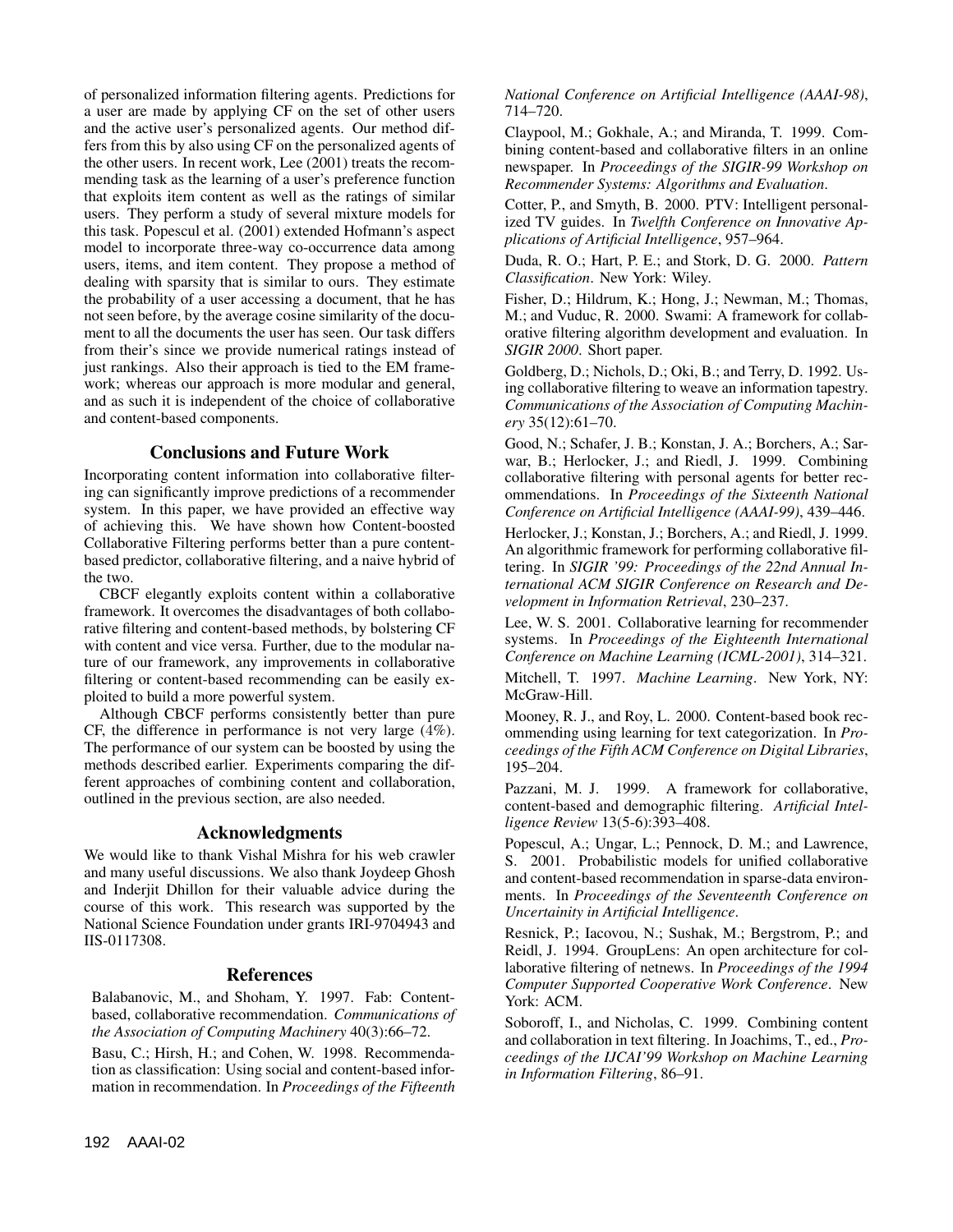of personalized information filtering agents. Predictions for a user are made by applying CF on the set of other users and the active user's personalized agents. Our method differs from this by also using CF on the personalized agents of the other users. In recent work, Lee (2001) treats the recommending task as the learning of a user's preference function that exploits item content as well as the ratings of similar users. They perform a study of several mixture models for this task. Popescul et al. (2001) extended Hofmann's aspect model to incorporate three-way co-occurrence data among users, items, and item content. They propose a method of dealing with sparsity that is similar to ours. They estimate the probability of a user accessing a document, that he has not seen before, by the average cosine similarity of the document to all the documents the user has seen. Our task differs from their's since we provide numerical ratings instead of just rankings. Also their approach is tied to the EM framework; whereas our approach is more modular and general, and as such it is independent of the choice of collaborative and content-based components.

## Conclusions and Future Work

Incorporating content information into collaborative filtering can significantly improve predictions of a recommender system. In this paper, we have provided an effective way of achieving this. We have shown how Content-boosted Collaborative Filtering performs better than a pure content-based predictor, collaborative filtering, and a naive hybrid of the two.

CBCF elegantly exploits content within a collaborative framework. It overcomes the disadvantages of both collaborative filtering and content-based methods, by bolstering CF with content and vice versa. Further, due to the modular nature of our framework, any improvements in collaborative filtering or content-based recommending can be easily exploited to build a more powerful system.

Although CBCF performs consistently better than pure CF, the difference in performance is not very large (4%). The performance of our system can be boosted by using the methods described earlier. Experiments comparing the different approaches of combining content and collaboration, outlined in the previous section, are also needed.

## Acknowledgments

We would like to thank Vishal Mishra for his web crawler and many useful discussions. We also thank Joydeep Ghosh and Inderjit Dhillon for their valuable advice during the course of this work. This research was supported by the National Science Foundation under grants IRI-9704943 and IIS-0117308.

## References

Balabanovic, M., and Shoham, Y. 1997. Fab: Content-based, collaborative recommendation. *Communications of the Association of Computing Machinery* 40(3):66–72.

Basu, C.; Hirsh, H.; and Cohen, W. 1998. Recommendation as classification: Using social and content-based information in recommendation. In *Proceedings of the Fifteenth National Conference on Artificial Intelligence (AAAI-98)*, 714–720.

Claypool, M.; Gokhale, A.; and Miranda, T. 1999. Combining content-based and collaborative filters in an online newspaper. In *Proceedings of the SIGIR-99 Workshop on Recommender Systems: Algorithms and Evaluation*.

Cotter, P., and Smyth, B. 2000. PTV: Intelligent personalized TV guides. In *Twelfth Conference on Innovative Applications of Artificial Intelligence*, 957–964.

Duda, R. O.; Hart, P. E.; and Stork, D. G. 2000. *Pattern Classification*. New York: Wiley.

Fisher, D.; Hildrum, K.; Hong, J.; Newman, M.; Thomas, M.; and Vuduc, R. 2000. Swami: A framework for collaborative filtering algorithm development and evaluation. In *SIGIR 2000*. Short paper.

Goldberg, D.; Nichols, D.; Oki, B.; and Terry, D. 1992. Using collaborative filtering to weave an information tapestry. *Communications of the Association of Computing Machinery* 35(12):61–70.

Good, N.; Schafer, J. B.; Konstan, J. A.; Borchers, A.; Sarwar, B.; Herlocker, J.; and Riedl, J. 1999. Combining collaborative filtering with personal agents for better recommendations. In *Proceedings of the Sixteenth National Conference on Artificial Intelligence (AAAI-99)*, 439–446.

Herlocker, J.; Konstan, J.; Borchers, A.; and Riedl, J. 1999. An algorithmic framework for performing collaborative filtering. In *SIGIR '99: Proceedings of the 22nd Annual International ACM SIGIR Conference on Research and Development in Information Retrieval*, 230–237.

Lee, W. S. 2001. Collaborative learning for recommender systems. In *Proceedings of the Eighteenth International Conference on Machine Learning (ICML-2001)*, 314–321.

Mitchell, T. 1997. *Machine Learning*. New York, NY: McGraw-Hill.

Mooney, R. J., and Roy, L. 2000. Content-based book recommending using learning for text categorization. In *Proceedings of the Fifth ACM Conference on Digital Libraries*, 195–204.

Pazzani, M. J. 1999. A framework for collaborative, content-based and demographic filtering. *Artificial Intelligence Review* 13(5-6):393–408.

Popescul, A.; Ungar, L.; Pennock, D. M.; and Lawrence, S. 2001. Probabilistic models for unified collaborative and content-based recommendation in sparse-data environments. In *Proceedings of the Seventeenth Conference on Uncertainity in Artificial Intelligence*.

Resnick, P.; Iacovou, N.; Sushak, M.; Bergstrom, P.; and Reidl, J. 1994. GroupLens: An open architecture for collaborative filtering of netnews. In *Proceedings of the 1994 Computer Supported Cooperative Work Conference*. New York: ACM.

Soboroff, I., and Nicholas, C. 1999. Combining content and collaboration in text filtering. In Joachims, T., ed., *Proceedings of the IJCAI'99 Workshop on Machine Learning in Information Filtering*, 86–91.